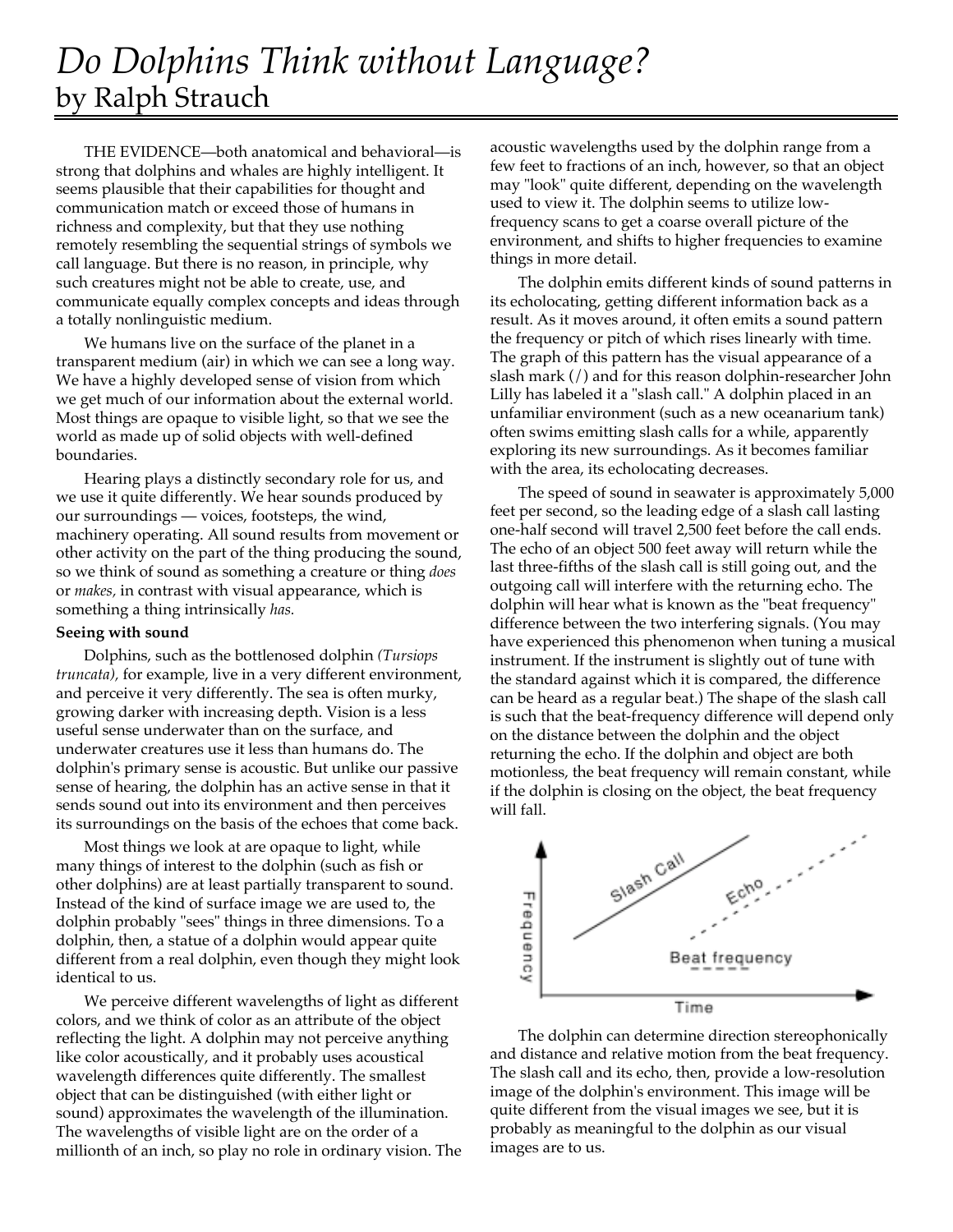# *Do Dolphins Think without Language?*
## by Ralph Strauch

THE EVIDENCE—both anatomical and behavioral—is strong that dolphins and whales are highly intelligent. It seems plausible that their capabilities for thought and communication match or exceed those of humans in richness and complexity, but that they use nothing remotely resembling the sequential strings of symbols we call language. But there is no reason, in principle, why such creatures might not be able to create, use, and communicate equally complex concepts and ideas through a totally nonlinguistic medium.

We humans live on the surface of the planet in a transparent medium (air) in which we can see a long way. We have a highly developed sense of vision from which we get much of our information about the external world. Most things are opaque to visible light, so that we see the world as made up of solid objects with well-defined boundaries.

Hearing plays a distinctly secondary role for us, and we use it quite differently. We hear sounds produced by our surroundings — voices, footsteps, the wind, machinery operating. All sound results from movement or other activity on the part of the thing producing the sound, so we think of sound as something a creature or thing *does* or *makes,* in contrast with visual appearance, which is something a thing intrinsically *has.*

**Seeing with sound**

Dolphins, such as the bottlenosed dolphin *(Tursiops truncata),* for example, live in a very different environment, and perceive it very differently. The sea is often murky, growing darker with increasing depth. Vision is a less useful sense underwater than on the surface, and underwater creatures use it less than humans do. The dolphin's primary sense is acoustic. But unlike our passive sense of hearing, the dolphin has an active sense in that it sends sound out into its environment and then perceives its surroundings on the basis of the echoes that come back.

Most things we look at are opaque to light, while many things of interest to the dolphin (such as fish or other dolphins) are at least partially transparent to sound. Instead of the kind of surface image we are used to, the dolphin probably "sees" things in three dimensions. To a dolphin, then, a statue of a dolphin would appear quite different from a real dolphin, even though they might look identical to us.

We perceive different wavelengths of light as different colors, and we think of color as an attribute of the object reflecting the light. A dolphin may not perceive anything like color acoustically, and it probably uses acoustical wavelength differences quite differently. The smallest object that can be distinguished (with either light or sound) approximates the wavelength of the illumination. The wavelengths of visible light are on the order of a millionth of an inch, so play no role in ordinary vision. The acoustic wavelengths used by the dolphin range from a few feet to fractions of an inch, however, so that an object may "look" quite different, depending on the wavelength used to view it. The dolphin seems to utilize low-frequency scans to get a coarse overall picture of the environment, and shifts to higher frequencies to examine things in more detail.

The dolphin emits different kinds of sound patterns in its echolocating, getting different information back as a result. As it moves around, it often emits a sound pattern the frequency or pitch of which rises linearly with time. The graph of this pattern has the visual appearance of a slash mark (/) and for this reason dolphin-researcher John Lilly has labeled it a "slash call." A dolphin placed in an unfamiliar environment (such as a new oceanarium tank) often swims emitting slash calls for a while, apparently exploring its new surroundings. As it becomes familiar with the area, its echolocating decreases.

The speed of sound in seawater is approximately 5,000 feet per second, so the leading edge of a slash call lasting one-half second will travel 2,500 feet before the call ends. The echo of an object 500 feet away will return while the last three-fifths of the slash call is still going out, and the outgoing call will interfere with the returning echo. The dolphin will hear what is known as the "beat frequency" difference between the two interfering signals. (You may have experienced this phenomenon when tuning a musical instrument. If the instrument is slightly out of tune with the standard against which it is compared, the difference can be heard as a regular beat.) The shape of the slash call is such that the beat-frequency difference will depend only on the distance between the dolphin and the object returning the echo. If the dolphin and object are both motionless, the beat frequency will remain constant, while if the dolphin is closing on the object, the beat frequency will fall.

The dolphin can determine direction stereophonically and distance and relative motion from the beat frequency. The slash call and its echo, then, provide a low-resolution image of the dolphin's environment. This image will be quite different from the visual images we see, but it is probably as meaningful to the dolphin as our visual images are to us.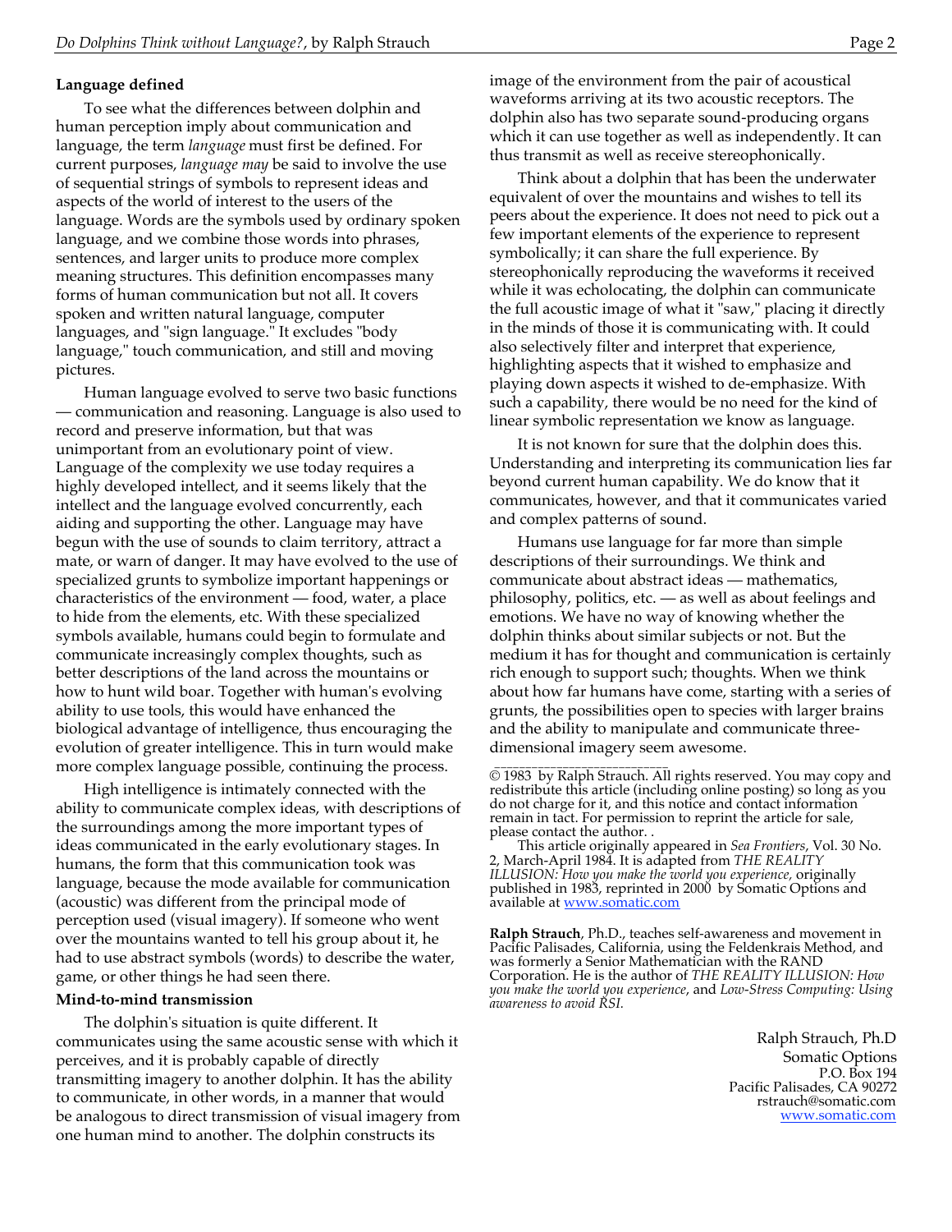### Language defined

To see what the differences between dolphin and human perception imply about communication and language, the term *language* must first be defined. For current purposes, *language may* be said to involve the use of sequential strings of symbols to represent ideas and aspects of the world of interest to the users of the language. Words are the symbols used by ordinary spoken language, and we combine those words into phrases, sentences, and larger units to produce more complex meaning structures. This definition encompasses many forms of human communication but not all. It covers spoken and written natural language, computer languages, and "sign language." It excludes "body language," touch communication, and still and moving pictures.

Human language evolved to serve two basic functions — communication and reasoning. Language is also used to record and preserve information, but that was unimportant from an evolutionary point of view. Language of the complexity we use today requires a highly developed intellect, and it seems likely that the intellect and the language evolved concurrently, each aiding and supporting the other. Language may have begun with the use of sounds to claim territory, attract a mate, or warn of danger. It may have evolved to the use of specialized grunts to symbolize important happenings or characteristics of the environment — food, water, a place to hide from the elements, etc. With these specialized symbols available, humans could begin to formulate and communicate increasingly complex thoughts, such as better descriptions of the land across the mountains or how to hunt wild boar. Together with human's evolving ability to use tools, this would have enhanced the biological advantage of intelligence, thus encouraging the evolution of greater intelligence. This in turn would make more complex language possible, continuing the process.

High intelligence is intimately connected with the ability to communicate complex ideas, with descriptions of the surroundings among the more important types of ideas communicated in the early evolutionary stages. In humans, the form that this communication took was language, because the mode available for communication (acoustic) was different from the principal mode of perception used (visual imagery). If someone who went over the mountains wanted to tell his group about it, he had to use abstract symbols (words) to describe the water, game, or other things he had seen there.

### Mind-to-mind transmission

The dolphin's situation is quite different. It communicates using the same acoustic sense with which it perceives, and it is probably capable of directly transmitting imagery to another dolphin. It has the ability to communicate, in other words, in a manner that would be analogous to direct transmission of visual imagery from one human mind to another. The dolphin constructs its image of the environment from the pair of acoustical waveforms arriving at its two acoustic receptors. The dolphin also has two separate sound-producing organs which it can use together as well as independently. It can thus transmit as well as receive stereophonically.

Think about a dolphin that has been the underwater equivalent of over the mountains and wishes to tell its peers about the experience. It does not need to pick out a few important elements of the experience to represent symbolically; it can share the full experience. By stereophonically reproducing the waveforms it received while it was echolocating, the dolphin can communicate the full acoustic image of what it "saw," placing it directly in the minds of those it is communicating with. It could also selectively filter and interpret that experience, highlighting aspects that it wished to emphasize and playing down aspects it wished to de-emphasize. With such a capability, there would be no need for the kind of linear symbolic representation we know as language.

It is not known for sure that the dolphin does this. Understanding and interpreting its communication lies far beyond current human capability. We do know that it communicates, however, and that it communicates varied and complex patterns of sound.

Humans use language for far more than simple descriptions of their surroundings. We think and communicate about abstract ideas — mathematics, philosophy, politics, etc. — as well as about feelings and emotions. We have no way of knowing whether the dolphin thinks about similar subjects or not. But the medium it has for thought and communication is certainly rich enough to support such; thoughts. When we think about how far humans have come, starting with a series of grunts, the possibilities open to species with larger brains and the ability to manipulate and communicate three-dimensional imagery seem awesome.

---

© 1983 by Ralph Strauch. All rights reserved. You may copy and redistribute this article (including online posting) so long as you do not charge for it, and this notice and contact information remain in tact. For permission to reprint the article for sale, please contact the author. .

This article originally appeared in *Sea Frontiers*, Vol. 30 No. 2, March-April 1984. It is adapted from *THE REALITY ILLUSION: How you make the world you experience*, originally published in 1983, reprinted in 2000 by Somatic Options and available at www.somatic.com

**Ralph Strauch**, Ph.D., teaches self-awareness and movement in Pacific Palisades, California, using the Feldenkrais Method, and was formerly a Senior Mathematician with the RAND Corporation. He is the author of *THE REALITY ILLUSION: How you make the world you experience*, and *Low-Stress Computing: Using awareness to avoid RSI.*

Ralph Strauch, Ph.D
Somatic Options
P.O. Box 194
Pacific Palisades, CA 90272
rstrauch@somatic.com
www.somatic.com